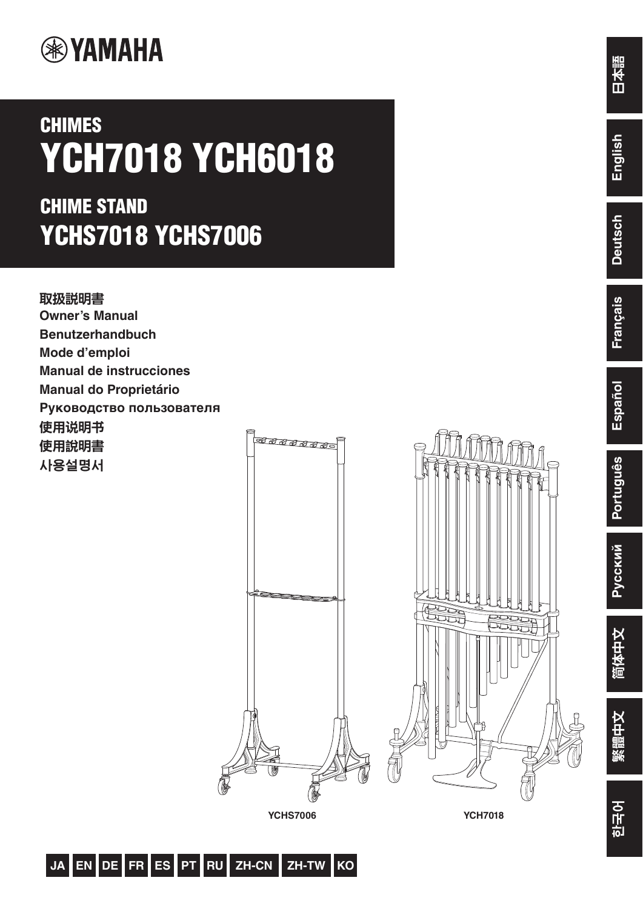YAMAHA

# CHIMES
# YCH7018 YCH6018

# CHIME STAND
# YCHS7018 YCHS7006

**取扱説明書**
**Owner's Manual**
**Benutzerhandbuch**
**Mode d'emploi**
**Manual de instrucciones**
**Manual do Proprietário**
**Руководство пользователя**
**使用说明书**
**使用說明書**
**사용설명서**

YCHS7006

YCH7018

JA EN DE FR ES PT RU ZH-CN ZH-TW KO

日本語 English Deutsch Français Español Português Русский 简体中文 繁體中文 한국어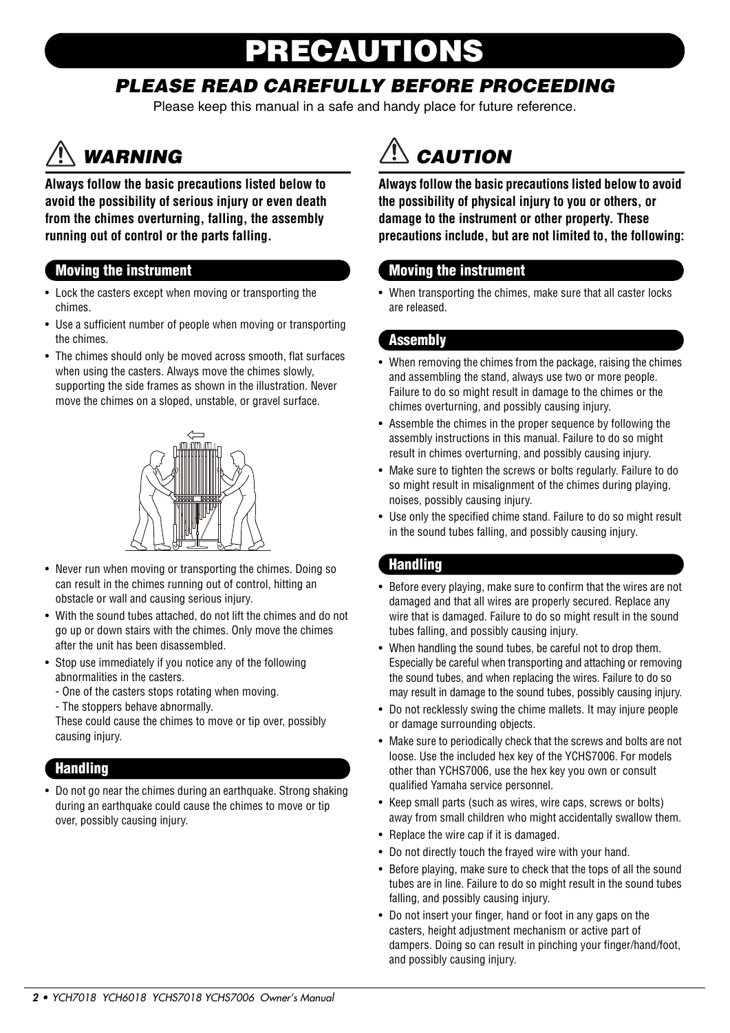# PRECAUTIONS

## *PLEASE READ CAREFULLY BEFORE PROCEEDING*

Please keep this manual in a safe and handy place for future reference.

## ⚠ *WARNING*

**Always follow the basic precautions listed below to avoid the possibility of serious injury or even death from the chimes overturning, falling, the assembly running out of control or the parts falling.**

### Moving the instrument

- Lock the casters except when moving or transporting the chimes.
- Use a sufficient number of people when moving or transporting the chimes.
- The chimes should only be moved across smooth, flat surfaces when using the casters. Always move the chimes slowly, supporting the side frames as shown in the illustration. Never move the chimes on a sloped, unstable, or gravel surface.
- Never run when moving or transporting the chimes. Doing so can result in the chimes running out of control, hitting an obstacle or wall and causing serious injury.
- With the sound tubes attached, do not lift the chimes and do not go up or down stairs with the chimes. Only move the chimes after the unit has been disassembled.
- Stop use immediately if you notice any of the following abnormalities in the casters.
  - One of the casters stops rotating when moving.
  - The stoppers behave abnormally.

  These could cause the chimes to move or tip over, possibly causing injury.

### Handling

- Do not go near the chimes during an earthquake. Strong shaking during an earthquake could cause the chimes to move or tip over, possibly causing injury.

## ⚠ *CAUTION*

**Always follow the basic precautions listed below to avoid the possibility of physical injury to you or others, or damage to the instrument or other property. These precautions include, but are not limited to, the following:**

### Moving the instrument

- When transporting the chimes, make sure that all caster locks are released.

### Assembly

- When removing the chimes from the package, raising the chimes and assembling the stand, always use two or more people. Failure to do so might result in damage to the chimes or the chimes overturning, and possibly causing injury.
- Assemble the chimes in the proper sequence by following the assembly instructions in this manual. Failure to do so might result in chimes overturning, and possibly causing injury.
- Make sure to tighten the screws or bolts regularly. Failure to do so might result in misalignment of the chimes during playing, noises, possibly causing injury.
- Use only the specified chime stand. Failure to do so might result in the sound tubes falling, and possibly causing injury.

### Handling

- Before every playing, make sure to confirm that the wires are not damaged and that all wires are properly secured. Replace any wire that is damaged. Failure to do so might result in the sound tubes falling, and possibly causing injury.
- When handling the sound tubes, be careful not to drop them. Especially be careful when transporting and attaching or removing the sound tubes, and when replacing the wires. Failure to do so may result in damage to the sound tubes, possibly causing injury.
- Do not recklessly swing the chime mallets. It may injure people or damage surrounding objects.
- Make sure to periodically check that the screws and bolts are not loose. Use the included hex key of the YCHS7006. For models other than YCHS7006, use the hex key you own or consult qualified Yamaha service personnel.
- Keep small parts (such as wires, wire caps, screws or bolts) away from small children who might accidentally swallow them.
- Replace the wire cap if it is damaged.
- Do not directly touch the frayed wire with your hand.
- Before playing, make sure to check that the tops of all the sound tubes are in line. Failure to do so might result in the sound tubes falling, and possibly causing injury.
- Do not insert your finger, hand or foot in any gaps on the casters, height adjustment mechanism or active part of dampers. Doing so can result in pinching your finger/hand/foot, and possibly causing injury.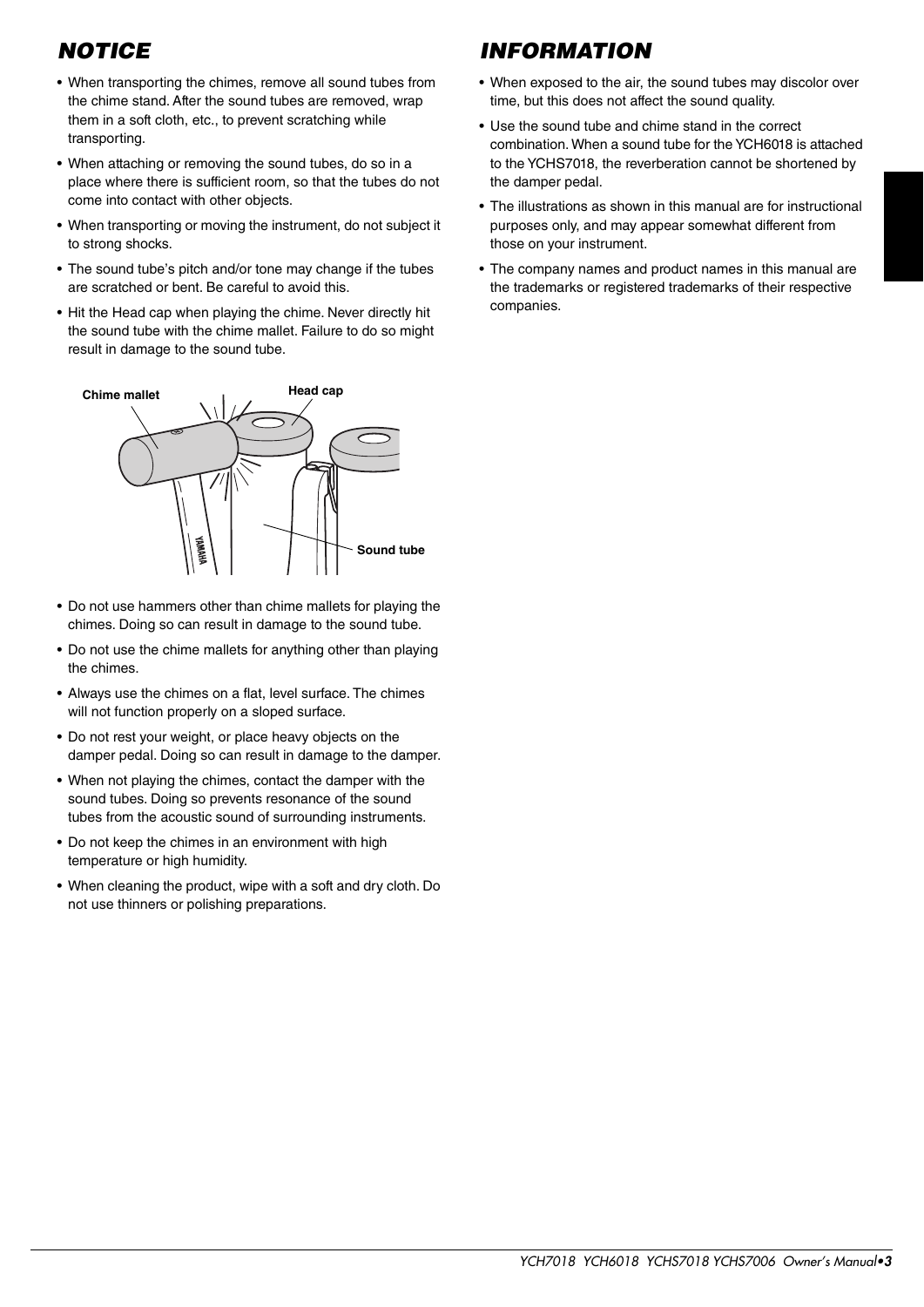## NOTICE

- When transporting the chimes, remove all sound tubes from the chime stand. After the sound tubes are removed, wrap them in a soft cloth, etc., to prevent scratching while transporting.
- When attaching or removing the sound tubes, do so in a place where there is sufficient room, so that the tubes do not come into contact with other objects.
- When transporting or moving the instrument, do not subject it to strong shocks.
- The sound tube's pitch and/or tone may change if the tubes are scratched or bent. Be careful to avoid this.
- Hit the Head cap when playing the chime. Never directly hit the sound tube with the chime mallet. Failure to do so might result in damage to the sound tube.

Chime mallet
Head cap
Sound tube

- Do not use hammers other than chime mallets for playing the chimes. Doing so can result in damage to the sound tube.
- Do not use the chime mallets for anything other than playing the chimes.
- Always use the chimes on a flat, level surface. The chimes will not function properly on a sloped surface.
- Do not rest your weight, or place heavy objects on the damper pedal. Doing so can result in damage to the damper.
- When not playing the chimes, contact the damper with the sound tubes. Doing so prevents resonance of the sound tubes from the acoustic sound of surrounding instruments.
- Do not keep the chimes in an environment with high temperature or high humidity.
- When cleaning the product, wipe with a soft and dry cloth. Do not use thinners or polishing preparations.

## INFORMATION

- When exposed to the air, the sound tubes may discolor over time, but this does not affect the sound quality.
- Use the sound tube and chime stand in the correct combination. When a sound tube for the YCH6018 is attached to the YCHS7018, the reverberation cannot be shortened by the damper pedal.
- The illustrations as shown in this manual are for instructional purposes only, and may appear somewhat different from those on your instrument.
- The company names and product names in this manual are the trademarks or registered trademarks of their respective companies.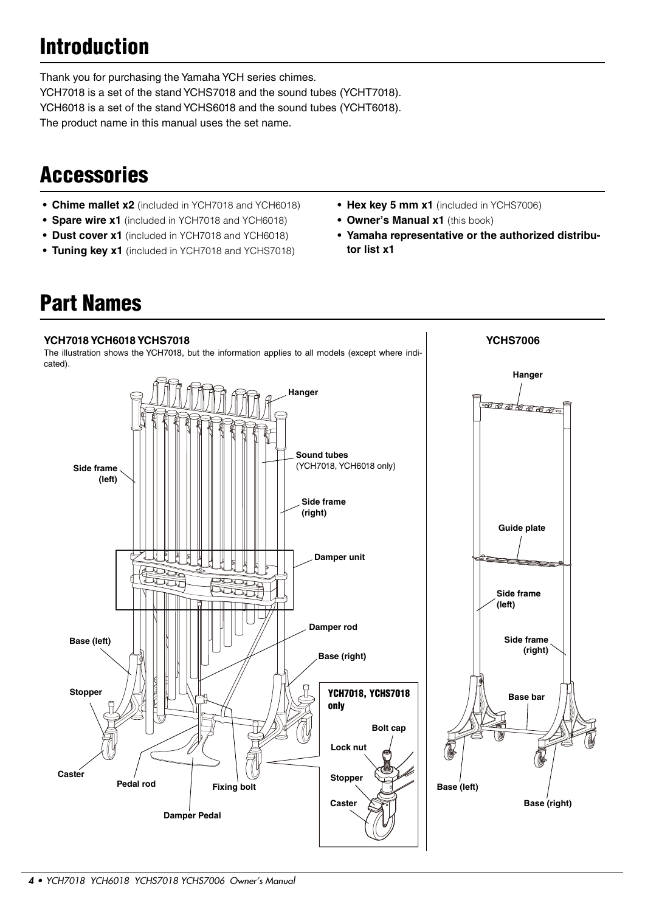# Introduction

Thank you for purchasing the Yamaha YCH series chimes.
YCH7018 is a set of the stand YCHS7018 and the sound tubes (YCHT7018).
YCH6018 is a set of the stand YCHS6018 and the sound tubes (YCHT6018).
The product name in this manual uses the set name.

# Accessories

- **Chime mallet x2** (included in YCH7018 and YCH6018)
- **Spare wire x1** (included in YCH7018 and YCH6018)
- **Dust cover x1** (included in YCH7018 and YCH6018)
- **Tuning key x1** (included in YCH7018 and YCHS7018)
- **Hex key 5 mm x1** (included in YCHS7006)
- **Owner's Manual x1** (this book)
- **Yamaha representative or the authorized distributor list x1**

# Part Names

### YCH7018 YCH6018 YCHS7018

The illustration shows the YCH7018, but the information applies to all models (except where indicated).

Hanger
Sound tubes (YCH7018, YCH6018 only)
Side frame (left)
Side frame (right)
Damper unit
Damper rod
Base (left)
Base (right)
Stopper
Caster
Pedal rod
Fixing bolt
Damper Pedal

**YCH7018, YCHS7018 only**

Bolt cap
Lock nut
Stopper
Caster

### YCHS7006

Hanger
Guide plate
Side frame (left)
Side frame (right)
Base bar
Base (left)
Base (right)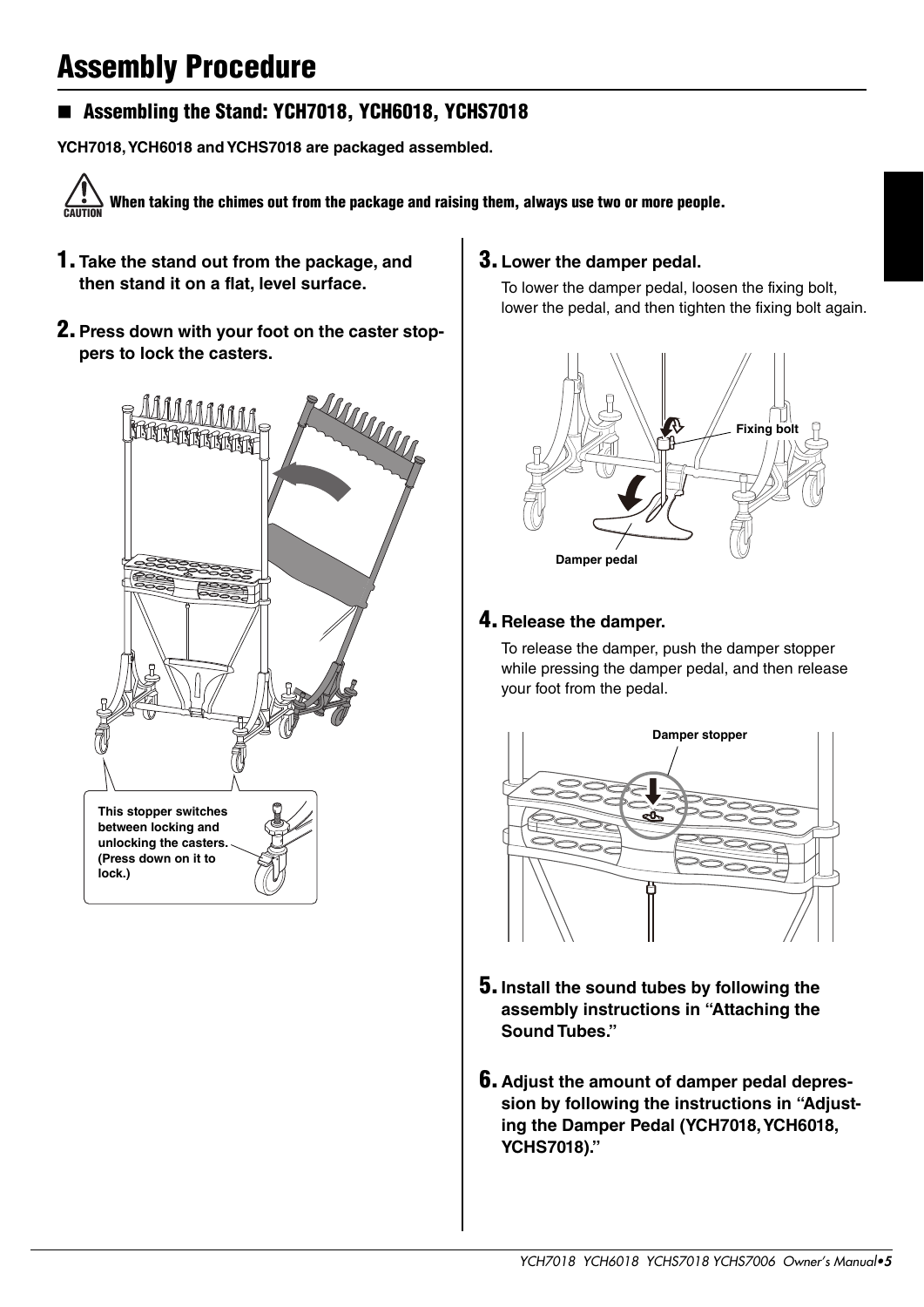# Assembly Procedure

## ■ Assembling the Stand: YCH7018, YCH6018, YCHS7018

**YCH7018, YCH6018 and YCHS7018 are packaged assembled.**

**CAUTION** **When taking the chimes out from the package and raising them, always use two or more people.**

**1. Take the stand out from the package, and then stand it on a flat, level surface.**

**2. Press down with your foot on the caster stoppers to lock the casters.**

This stopper switches between locking and unlocking the casters. (Press down on it to lock.)

**3. Lower the damper pedal.**

To lower the damper pedal, loosen the fixing bolt, lower the pedal, and then tighten the fixing bolt again.

Fixing bolt

Damper pedal

**4. Release the damper.**

To release the damper, push the damper stopper while pressing the damper pedal, and then release your foot from the pedal.

Damper stopper

**5. Install the sound tubes by following the assembly instructions in "Attaching the Sound Tubes."**

**6. Adjust the amount of damper pedal depression by following the instructions in "Adjusting the Damper Pedal (YCH7018, YCH6018, YCHS7018)."**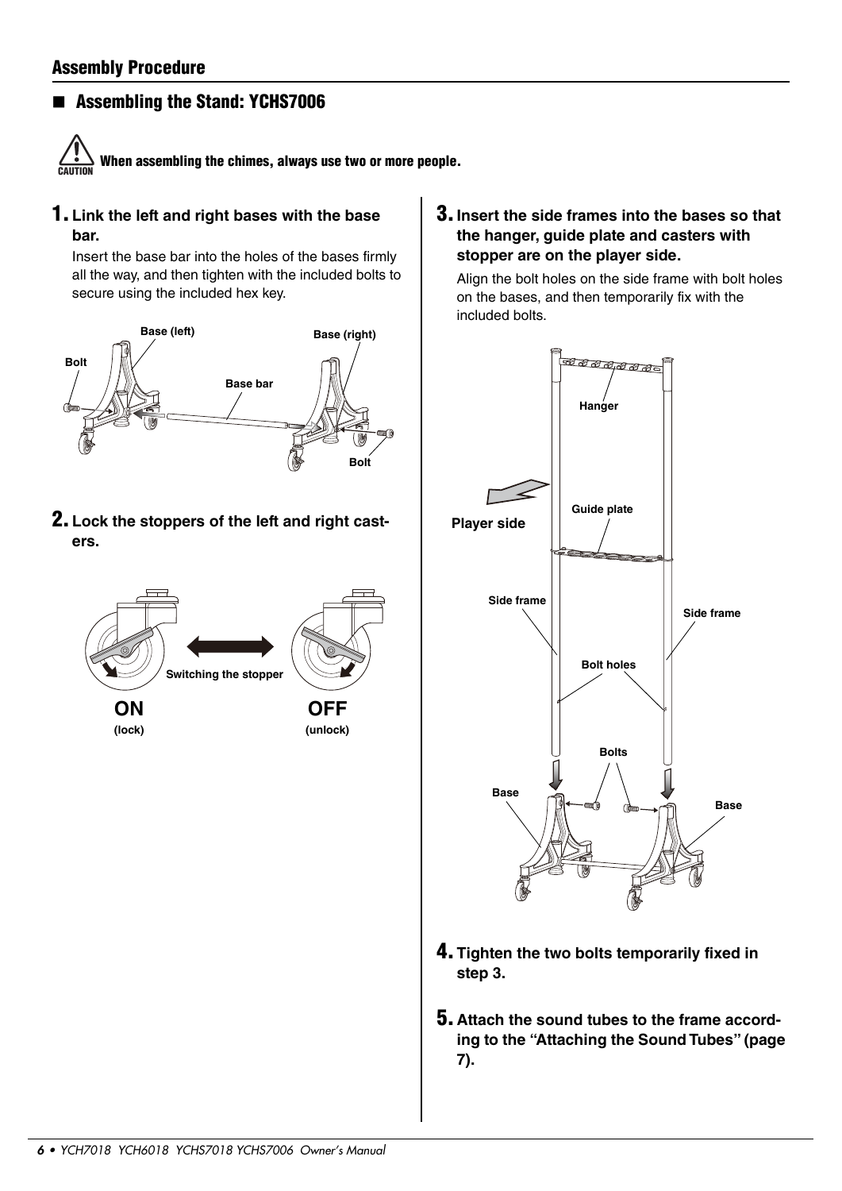## Assembly Procedure

### ■ Assembling the Stand: YCHS7006

**CAUTION** **When assembling the chimes, always use two or more people.**

**1. Link the left and right bases with the base bar.**

Insert the base bar into the holes of the bases firmly all the way, and then tighten with the included bolts to secure using the included hex key.

**2. Lock the stoppers of the left and right casters.**

**3. Insert the side frames into the bases so that the hanger, guide plate and casters with stopper are on the player side.**

Align the bolt holes on the side frame with bolt holes on the bases, and then temporarily fix with the included bolts.

**4. Tighten the two bolts temporarily fixed in step 3.**

**5. Attach the sound tubes to the frame according to the "Attaching the Sound Tubes" (page 7).**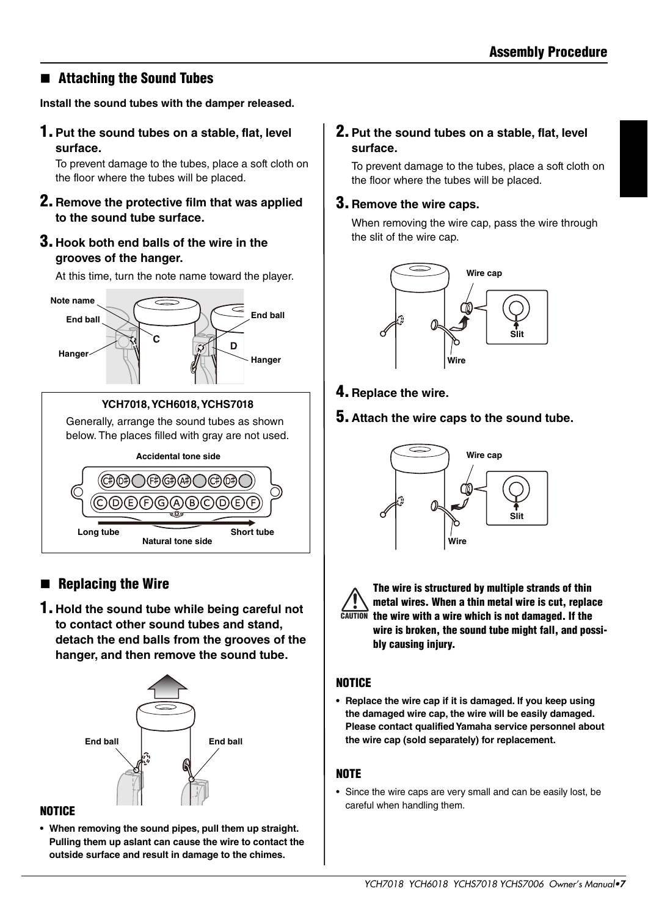## Attaching the Sound Tubes

**Install the sound tubes with the damper released.**

**1. Put the sound tubes on a stable, flat, level surface.**

To prevent damage to the tubes, place a soft cloth on the floor where the tubes will be placed.

**2. Remove the protective film that was applied to the sound tube surface.**

**3. Hook both end balls of the wire in the grooves of the hanger.**

At this time, turn the note name toward the player.

Note name
End ball
Hanger
End ball
Hanger

**YCH7018, YCH6018, YCHS7018**

Generally, arrange the sound tubes as shown below. The places filled with gray are not used.

Accidental tone side

C# D# ● F# G# A# ● C# D# ●

C D E F G A B C D E F

Long tube — Short tube

Natural tone side

## Replacing the Wire

**1. Hold the sound tube while being careful not to contact other sound tubes and stand, detach the end balls from the grooves of the hanger, and then remove the sound tube.**

End ball
End ball

### NOTICE

- **When removing the sound pipes, pull them up straight. Pulling them up aslant can cause the wire to contact the outside surface and result in damage to the chimes.**

**2. Put the sound tubes on a stable, flat, level surface.**

To prevent damage to the tubes, place a soft cloth on the floor where the tubes will be placed.

**3. Remove the wire caps.**

When removing the wire cap, pass the wire through the slit of the wire cap.

Wire cap
Slit
Wire

**4. Replace the wire.**

**5. Attach the wire caps to the sound tube.**

Wire cap
Slit
Wire

CAUTION

**The wire is structured by multiple strands of thin metal wires. When a thin metal wire is cut, replace the wire with a wire which is not damaged. If the wire is broken, the sound tube might fall, and possibly causing injury.**

### NOTICE

- **Replace the wire cap if it is damaged. If you keep using the damaged wire cap, the wire will be easily damaged. Please contact qualified Yamaha service personnel about the wire cap (sold separately) for replacement.**

### NOTE

- Since the wire caps are very small and can be easily lost, be careful when handling them.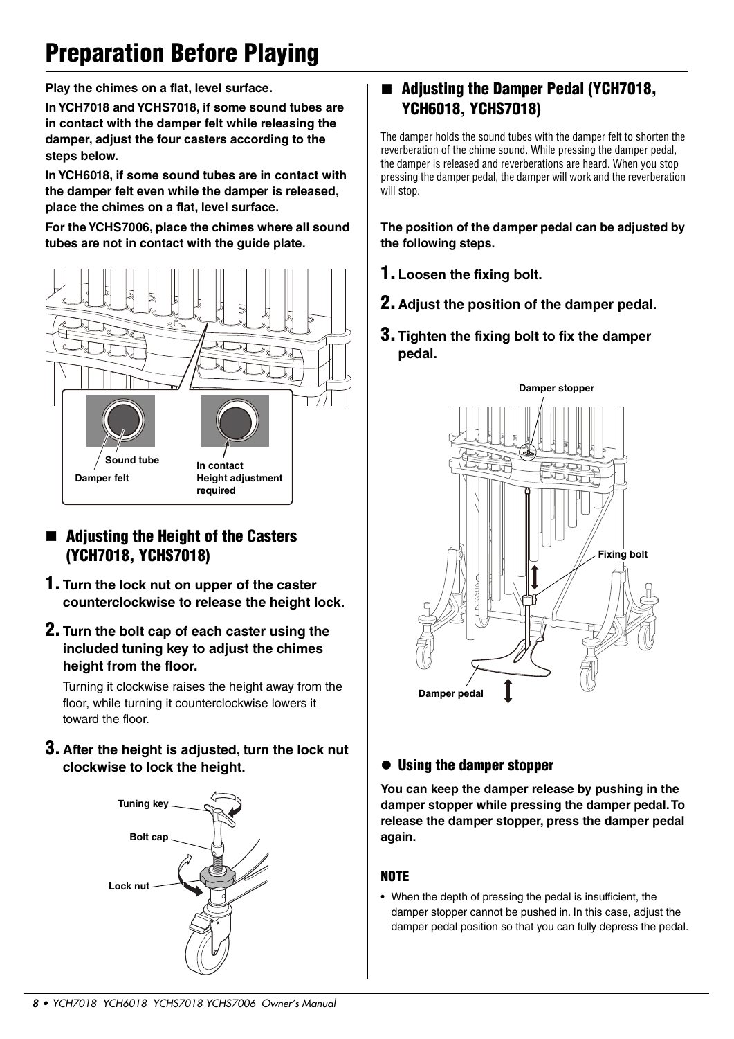# Preparation Before Playing

**Play the chimes on a flat, level surface.**

**In YCH7018 and YCHS7018, if some sound tubes are in contact with the damper felt while releasing the damper, adjust the four casters according to the steps below.**

**In YCH6018, if some sound tubes are in contact with the damper felt even while the damper is released, place the chimes on a flat, level surface.**

**For the YCHS7006, place the chimes where all sound tubes are not in contact with the guide plate.**

Sound tube

Damper felt

In contact
Height adjustment required

## ■ Adjusting the Height of the Casters (YCH7018, YCHS7018)

**1. Turn the lock nut on upper of the caster counterclockwise to release the height lock.**

**2. Turn the bolt cap of each caster using the included tuning key to adjust the chimes height from the floor.**

Turning it clockwise raises the height away from the floor, while turning it counterclockwise lowers it toward the floor.

**3. After the height is adjusted, turn the lock nut clockwise to lock the height.**

Tuning key

Bolt cap

Lock nut

## ■ Adjusting the Damper Pedal (YCH7018, YCH6018, YCHS7018)

The damper holds the sound tubes with the damper felt to shorten the reverberation of the chime sound. While pressing the damper pedal, the damper is released and reverberations are heard. When you stop pressing the damper pedal, the damper will work and the reverberation will stop.

**The position of the damper pedal can be adjusted by the following steps.**

**1. Loosen the fixing bolt.**

**2. Adjust the position of the damper pedal.**

**3. Tighten the fixing bolt to fix the damper pedal.**

Damper stopper

Fixing bolt

Damper pedal

### ● Using the damper stopper

**You can keep the damper release by pushing in the damper stopper while pressing the damper pedal. To release the damper stopper, press the damper pedal again.**

**NOTE**

- When the depth of pressing the pedal is insufficient, the damper stopper cannot be pushed in. In this case, adjust the damper pedal position so that you can fully depress the pedal.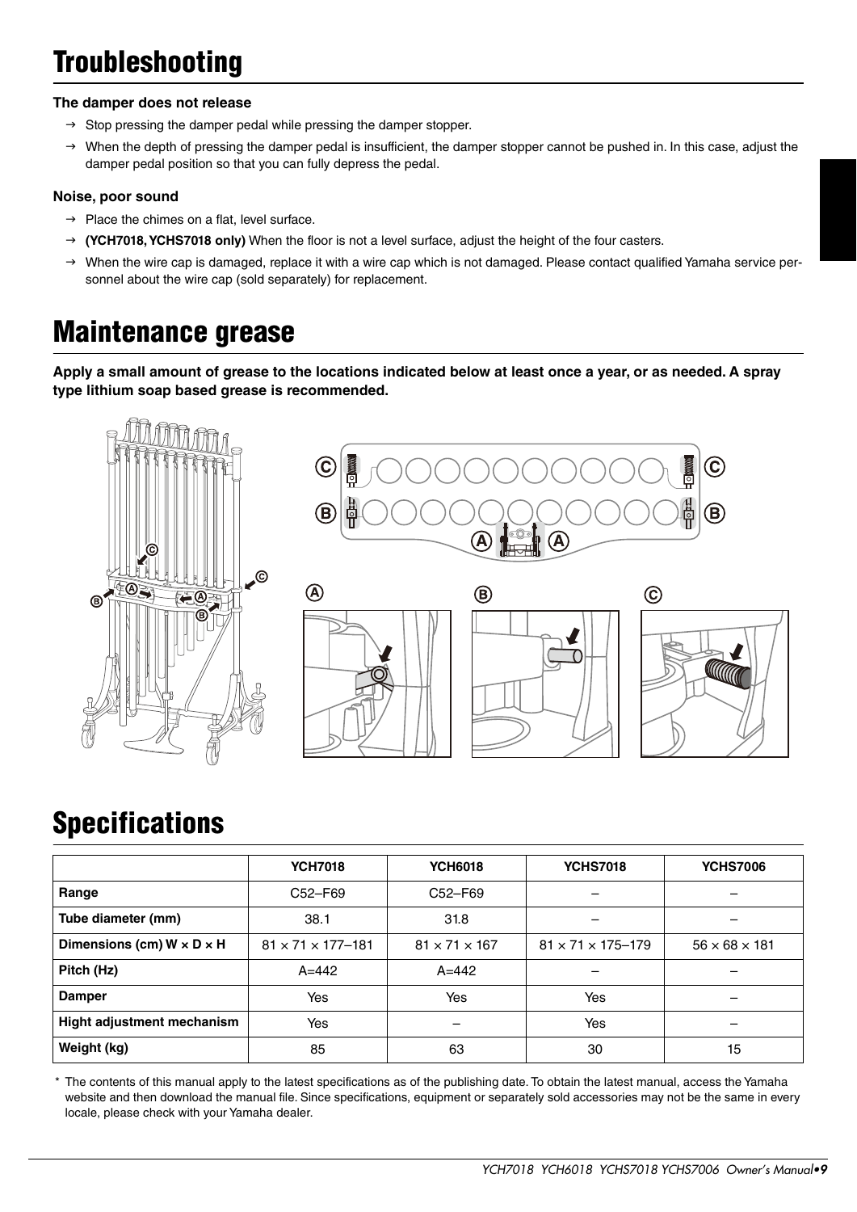# Troubleshooting

**The damper does not release**

- → Stop pressing the damper pedal while pressing the damper stopper.
- → When the depth of pressing the damper pedal is insufficient, the damper stopper cannot be pushed in. In this case, adjust the damper pedal position so that you can fully depress the pedal.

**Noise, poor sound**

- → Place the chimes on a flat, level surface.
- → **(YCH7018, YCHS7018 only)** When the floor is not a level surface, adjust the height of the four casters.
- → When the wire cap is damaged, replace it with a wire cap which is not damaged. Please contact qualified Yamaha service personnel about the wire cap (sold separately) for replacement.

# Maintenance grease

**Apply a small amount of grease to the locations indicated below at least once a year, or as needed. A spray type lithium soap based grease is recommended.**

# Specifications

| | YCH7018 | YCH6018 | YCHS7018 | YCHS7006 |
|---|---|---|---|---|
| **Range** | C52–F69 | C52–F69 | – | – |
| **Tube diameter (mm)** | 38.1 | 31.8 | – | – |
| **Dimensions (cm) W × D × H** | 81 × 71 × 177–181 | 81 × 71 × 167 | 81 × 71 × 175–179 | 56 × 68 × 181 |
| **Pitch (Hz)** | A=442 | A=442 | – | – |
| **Damper** | Yes | Yes | Yes | – |
| **Hight adjustment mechanism** | Yes | – | Yes | – |
| **Weight (kg)** | 85 | 63 | 30 | 15 |

\* The contents of this manual apply to the latest specifications as of the publishing date. To obtain the latest manual, access the Yamaha website and then download the manual file. Since specifications, equipment or separately sold accessories may not be the same in every locale, please check with your Yamaha dealer.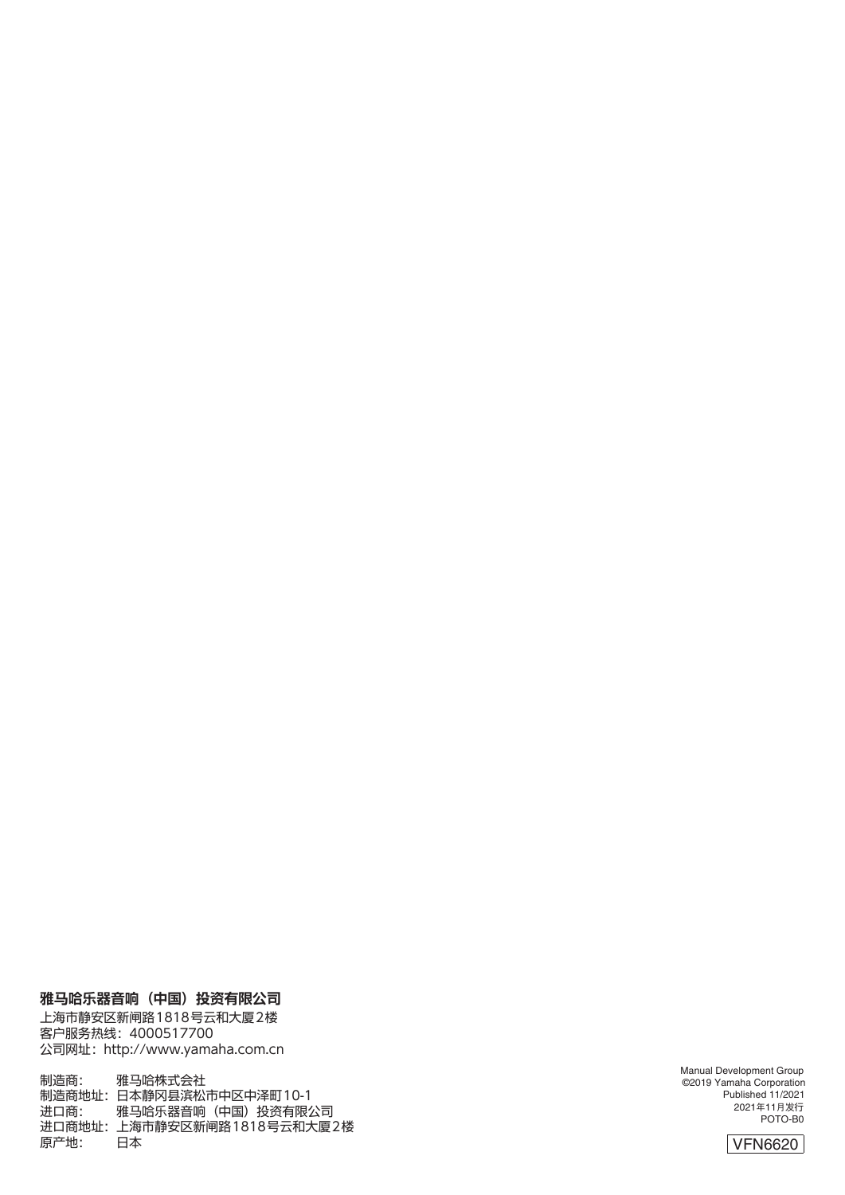**雅马哈乐器音响（中国）投资有限公司**

上海市静安区新闸路1818号云和大厦2楼
客户服务热线：4000517700
公司网址：http://www.yamaha.com.cn

制造商：　　雅马哈株式会社
制造商地址：日本静冈县滨松市中区中泽町10-1
进口商：　　雅马哈乐器音响（中国）投资有限公司
进口商地址：上海市静安区新闸路1818号云和大厦2楼
原产地：　　日本

Manual Development Group
©2019 Yamaha Corporation
Published 11/2021
2021年11月发行
POTO-B0

VFN6620